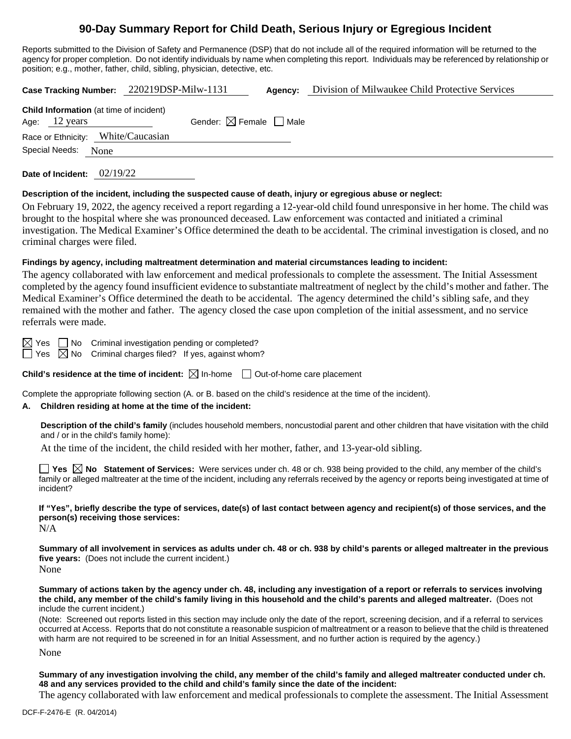# 90-Day Summary Report for Child Death, Serious Injury or Egregious Incident

Reports submitted to the Division of Safety and Permanence (DSP) that do not include all of the required information will be returned to the agency for proper completion. Do not identify individuals by name when completing this report. Individuals may be referenced by relationship or position; e.g., mother, father, child, sibling, physician, detective, etc.

**Case Tracking Number:** 220219DSP-Milw-1131 **Agency:** Division of Milwaukee Child Protective Services

**Child Information** (at time of incident)
Age: 12 years Gender: ☒ Female ☐ Male
Race or Ethnicity: White/Caucasian
Special Needs: None

**Date of Incident:** 02/19/22

**Description of the incident, including the suspected cause of death, injury or egregious abuse or neglect:**

On February 19, 2022, the agency received a report regarding a 12-year-old child found unresponsive in her home. The child was brought to the hospital where she was pronounced deceased. Law enforcement was contacted and initiated a criminal investigation. The Medical Examiner's Office determined the death to be accidental. The criminal investigation is closed, and no criminal charges were filed.

**Findings by agency, including maltreatment determination and material circumstances leading to incident:**

The agency collaborated with law enforcement and medical professionals to complete the assessment. The Initial Assessment completed by the agency found insufficient evidence to substantiate maltreatment of neglect by the child's mother and father. The Medical Examiner's Office determined the death to be accidental. The agency determined the child's sibling safe, and they remained with the mother and father. The agency closed the case upon completion of the initial assessment, and no service referrals were made.

☒ Yes ☐ No Criminal investigation pending or completed?
☐ Yes ☒ No Criminal charges filed? If yes, against whom?

**Child's residence at the time of incident:** ☒ In-home ☐ Out-of-home care placement

Complete the appropriate following section (A. or B. based on the child's residence at the time of the incident).

**A. Children residing at home at the time of the incident:**

**Description of the child's family** (includes household members, noncustodial parent and other children that have visitation with the child and / or in the child's family home):

At the time of the incident, the child resided with her mother, father, and 13-year-old sibling.

☐ **Yes** ☒ **No Statement of Services:** Were services under ch. 48 or ch. 938 being provided to the child, any member of the child's family or alleged maltreater at the time of the incident, including any referrals received by the agency or reports being investigated at time of incident?

**If "Yes", briefly describe the type of services, date(s) of last contact between agency and recipient(s) of those services, and the person(s) receiving those services:**

N/A

**Summary of all involvement in services as adults under ch. 48 or ch. 938 by child's parents or alleged maltreater in the previous five years:** (Does not include the current incident.)

None

**Summary of actions taken by the agency under ch. 48, including any investigation of a report or referrals to services involving the child, any member of the child's family living in this household and the child's parents and alleged maltreater.** (Does not include the current incident.)

(Note: Screened out reports listed in this section may include only the date of the report, screening decision, and if a referral to services occurred at Access. Reports that do not constitute a reasonable suspicion of maltreatment or a reason to believe that the child is threatened with harm are not required to be screened in for an Initial Assessment, and no further action is required by the agency.)

None

**Summary of any investigation involving the child, any member of the child's family and alleged maltreater conducted under ch. 48 and any services provided to the child and child's family since the date of the incident:**

The agency collaborated with law enforcement and medical professionals to complete the assessment. The Initial Assessment

DCF-F-2476-E (R. 04/2014)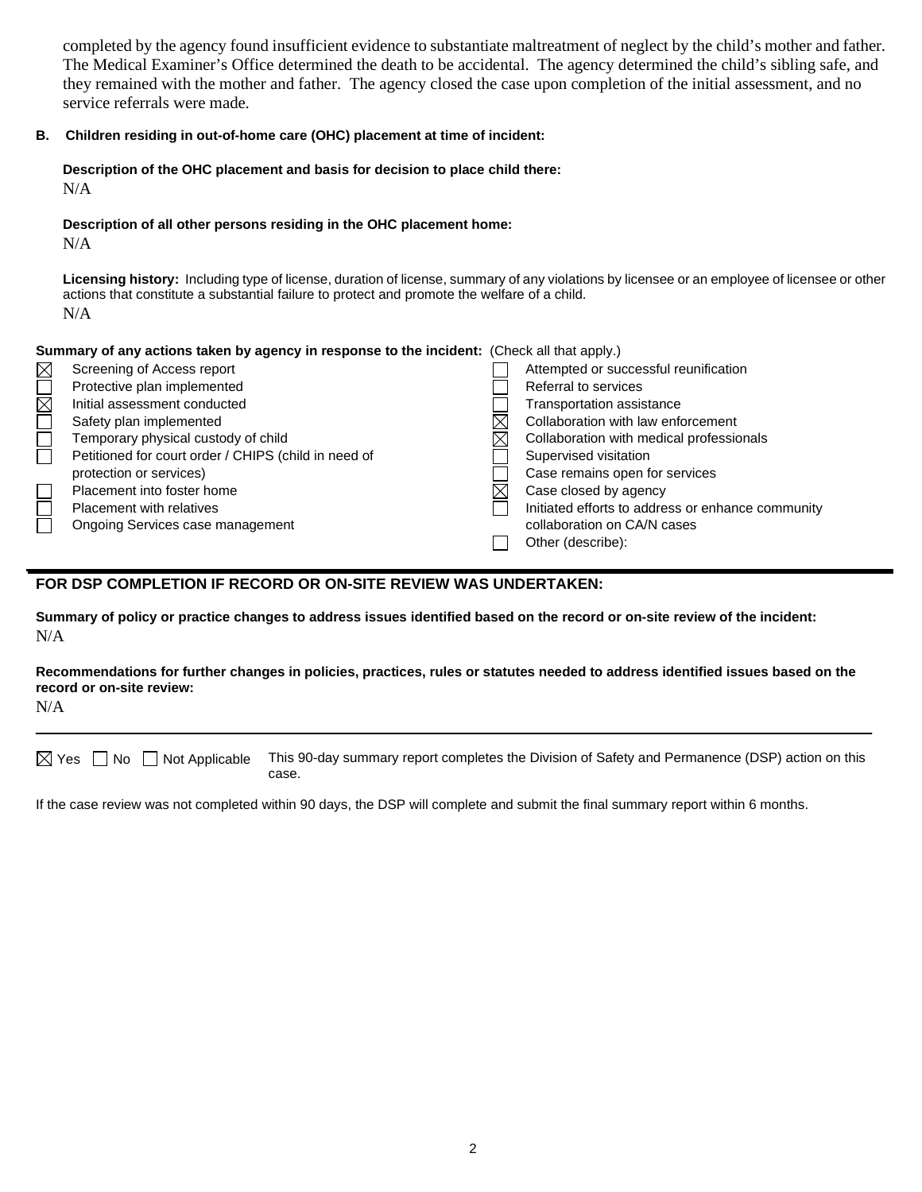completed by the agency found insufficient evidence to substantiate maltreatment of neglect by the child's mother and father. The Medical Examiner's Office determined the death to be accidental. The agency determined the child's sibling safe, and they remained with the mother and father. The agency closed the case upon completion of the initial assessment, and no service referrals were made.

**B. Children residing in out-of-home care (OHC) placement at time of incident:**

**Description of the OHC placement and basis for decision to place child there:**
N/A

**Description of all other persons residing in the OHC placement home:**
N/A

**Licensing history:** Including type of license, duration of license, summary of any violations by licensee or an employee of licensee or other actions that constitute a substantial failure to protect and promote the welfare of a child.
N/A

**Summary of any actions taken by agency in response to the incident:** (Check all that apply.)

- ☒ Screening of Access report
- ☐ Protective plan implemented
- ☒ Initial assessment conducted
- ☐ Safety plan implemented
- ☐ Temporary physical custody of child
- ☐ Petitioned for court order / CHIPS (child in need of protection or services)
- ☐ Placement into foster home
- ☐ Placement with relatives
- ☐ Ongoing Services case management
- ☐ Attempted or successful reunification
- ☐ Referral to services
- ☐ Transportation assistance
- ☒ Collaboration with law enforcement
- ☒ Collaboration with medical professionals
- ☐ Supervised visitation
- ☐ Case remains open for services
- ☒ Case closed by agency
- ☐ Initiated efforts to address or enhance community collaboration on CA/N cases
- ☐ Other (describe):

## FOR DSP COMPLETION IF RECORD OR ON-SITE REVIEW WAS UNDERTAKEN:

**Summary of policy or practice changes to address issues identified based on the record or on-site review of the incident:**
N/A

**Recommendations for further changes in policies, practices, rules or statutes needed to address identified issues based on the record or on-site review:**
N/A

---

☒ Yes ☐ No ☐ Not Applicable This 90-day summary report completes the Division of Safety and Permanence (DSP) action on this case.

If the case review was not completed within 90 days, the DSP will complete and submit the final summary report within 6 months.